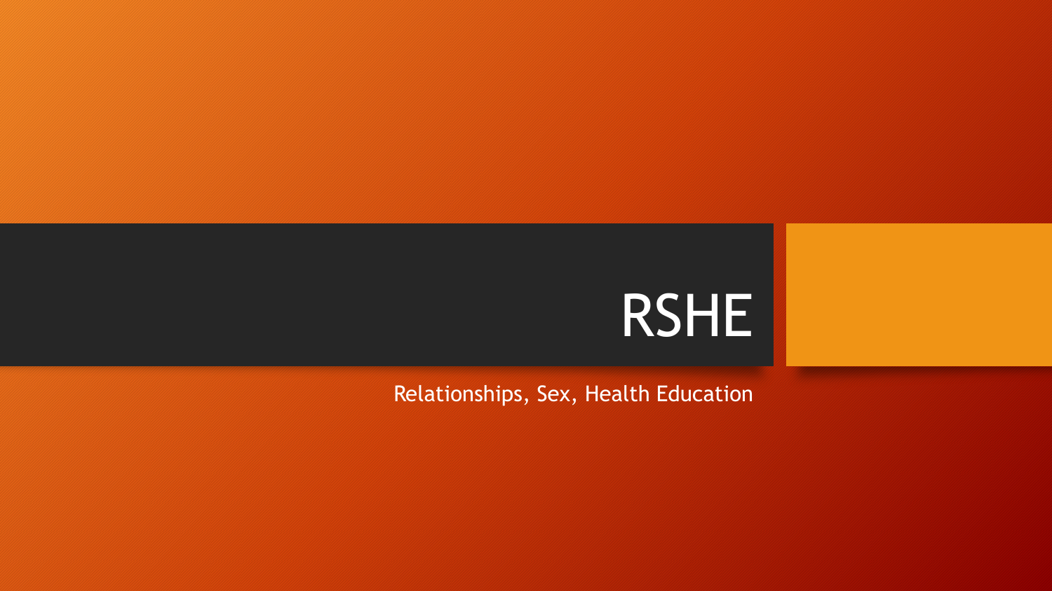# RSHE

Relationships, Sex, Health Education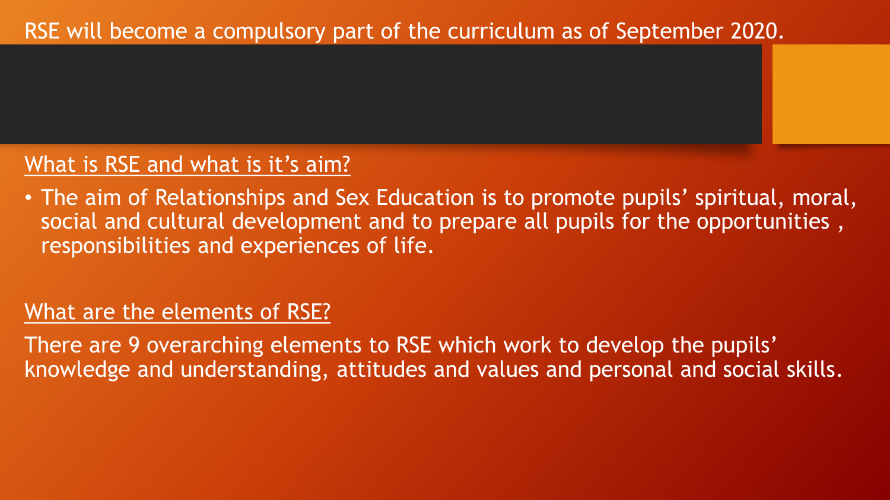RSE will become a compulsory part of the curriculum as of September 2020.

## What is RSE and what is it's aim?

- The aim of Relationships and Sex Education is to promote pupils' spiritual, moral, social and cultural development and to prepare all pupils for the opportunities , responsibilities and experiences of life.

## What are the elements of RSE?

There are 9 overarching elements to RSE which work to develop the pupils' knowledge and understanding, attitudes and values and personal and social skills.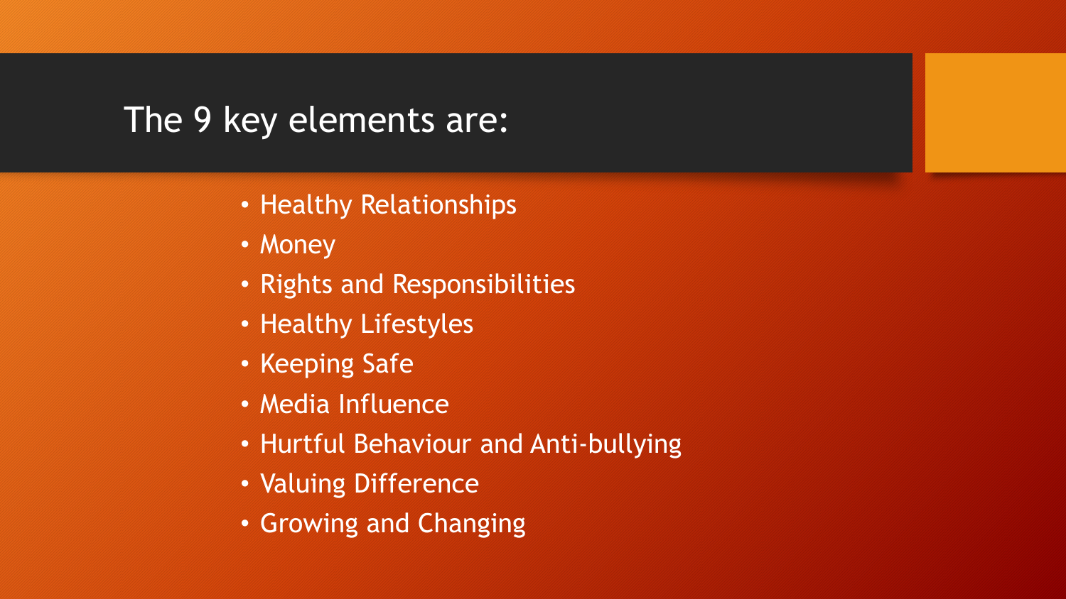# The 9 key elements are:

- Healthy Relationships
- Money
- Rights and Responsibilities
- Healthy Lifestyles
- Keeping Safe
- Media Influence
- Hurtful Behaviour and Anti-bullying
- Valuing Difference
- Growing and Changing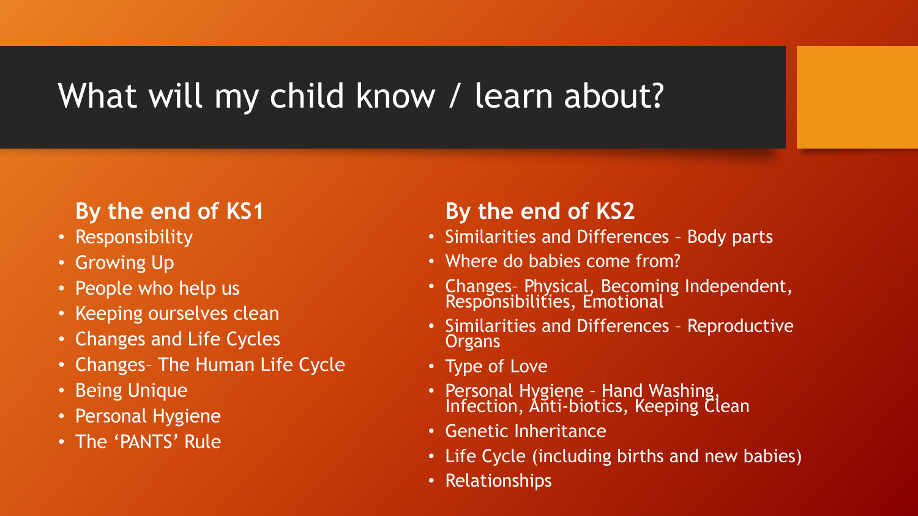# What will my child know / learn about?

### By the end of KS1

- Responsibility
- Growing Up
- People who help us
- Keeping ourselves clean
- Changes and Life Cycles
- Changes– The Human Life Cycle
- Being Unique
- Personal Hygiene
- The 'PANTS' Rule

### By the end of KS2

- Similarities and Differences – Body parts
- Where do babies come from?
- Changes– Physical, Becoming Independent, Responsibilities, Emotional
- Similarities and Differences – Reproductive Organs
- Type of Love
- Personal Hygiene – Hand Washing, Infection, Anti-biotics, Keeping Clean
- Genetic Inheritance
- Life Cycle (including births and new babies)
- Relationships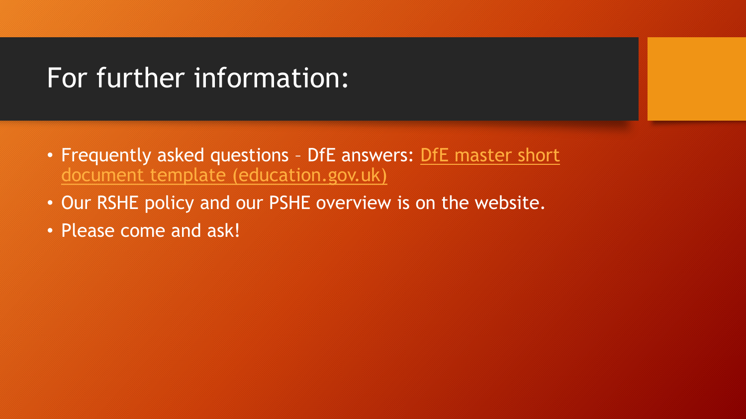# For further information:

- Frequently asked questions – DfE answers: DfE master short document template (education.gov.uk)
- Our RSHE policy and our PSHE overview is on the website.
- Please come and ask!